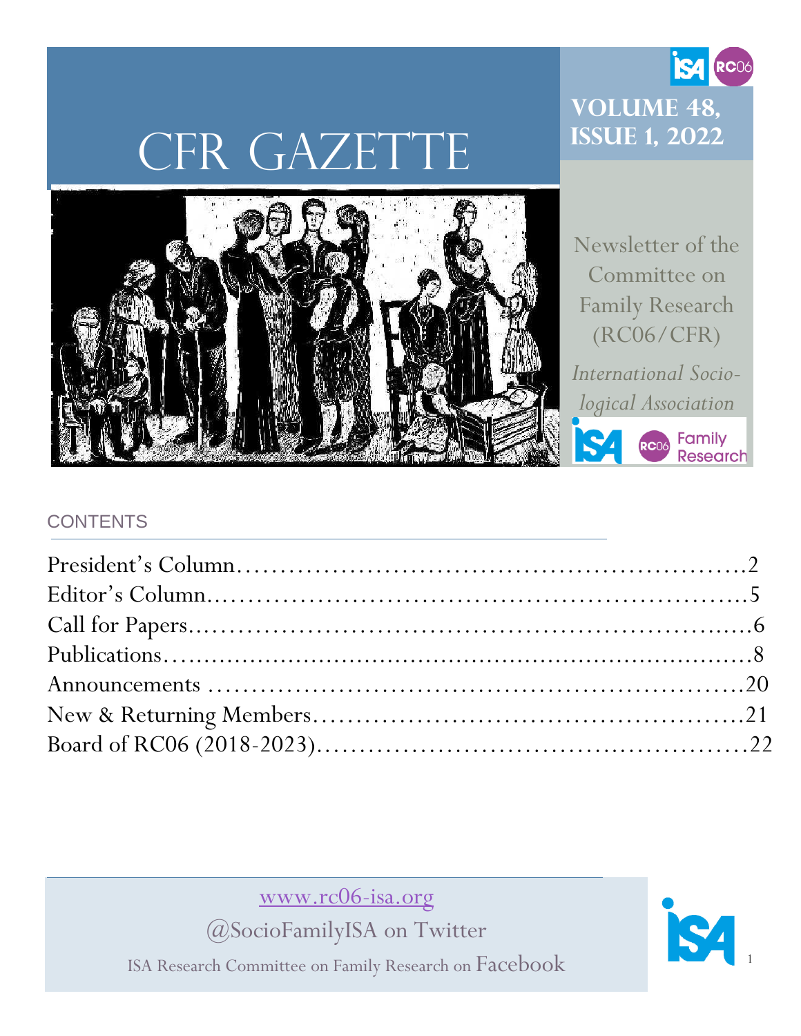# CFR GAZETTE

**VOLUME 48, ISSUE 1, 2022**

Newsletter of the Committee on Family Research (RC06/CFR)

*International Sociological Association*

## CONTENTS

| | |
|---|---|
| President's Column | 2 |
| Editor's Column | 5 |
| Call for Papers | 6 |
| Publications | 8 |
| Announcements | 20 |
| New & Returning Members | 21 |
| Board of RC06 (2018-2023) | 22 |

www.rc06-isa.org

@SocioFamilyISA on Twitter

ISA Research Committee on Family Research on Facebook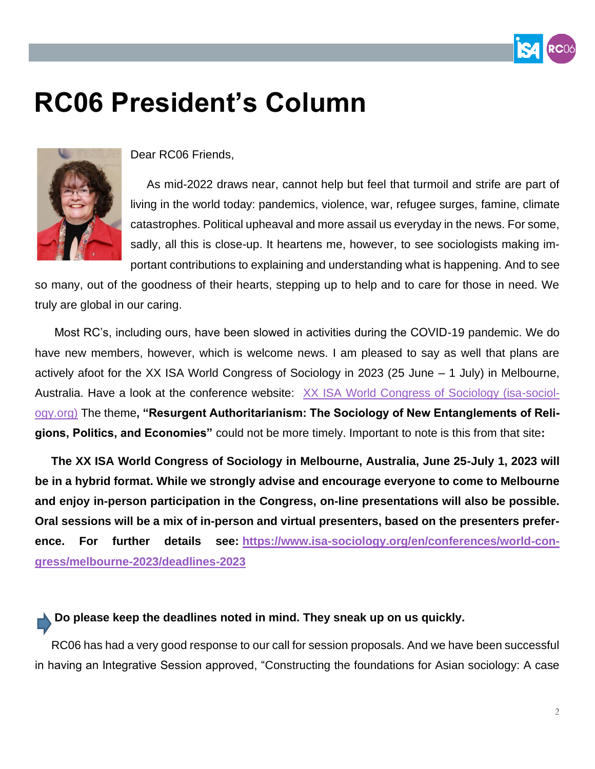# RC06 President's Column

Dear RC06 Friends,

As mid-2022 draws near, cannot help but feel that turmoil and strife are part of living in the world today: pandemics, violence, war, refugee surges, famine, climate catastrophes. Political upheaval and more assail us everyday in the news. For some, sadly, all this is close-up. It heartens me, however, to see sociologists making important contributions to explaining and understanding what is happening. And to see so many, out of the goodness of their hearts, stepping up to help and to care for those in need. We truly are global in our caring.

Most RC's, including ours, have been slowed in activities during the COVID-19 pandemic. We do have new members, however, which is welcome news. I am pleased to say as well that plans are actively afoot for the XX ISA World Congress of Sociology in 2023 (25 June – 1 July) in Melbourne, Australia. Have a look at the conference website: [XX ISA World Congress of Sociology (isa-sociology.org)](isa-sociology.org) The theme**, "Resurgent Authoritarianism: The Sociology of New Entanglements of Religions, Politics, and Economies"** could not be more timely. Important to note is this from that site**:**

**The XX ISA World Congress of Sociology in Melbourne, Australia, June 25-July 1, 2023 will be in a hybrid format. While we strongly advise and encourage everyone to come to Melbourne and enjoy in-person participation in the Congress, on-line presentations will also be possible. Oral sessions will be a mix of in-person and virtual presenters, based on the presenters preference. For further details see: [https://www.isa-sociology.org/en/conferences/world-congress/melbourne-2023/deadlines-2023](https://www.isa-sociology.org/en/conferences/world-congress/melbourne-2023/deadlines-2023)**

**Do please keep the deadlines noted in mind. They sneak up on us quickly.**

RC06 has had a very good response to our call for session proposals. And we have been successful in having an Integrative Session approved, "Constructing the foundations for Asian sociology: A case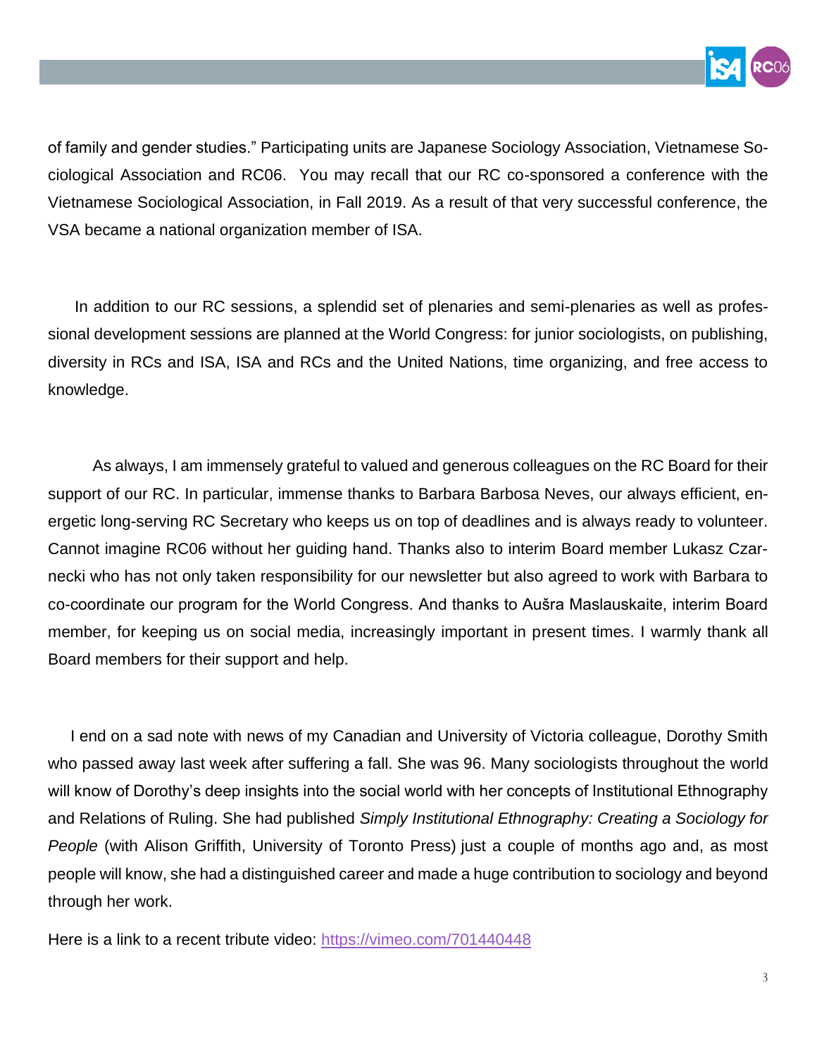of family and gender studies." Participating units are Japanese Sociology Association, Vietnamese Sociological Association and RC06. You may recall that our RC co-sponsored a conference with the Vietnamese Sociological Association, in Fall 2019. As a result of that very successful conference, the VSA became a national organization member of ISA.

In addition to our RC sessions, a splendid set of plenaries and semi-plenaries as well as professional development sessions are planned at the World Congress: for junior sociologists, on publishing, diversity in RCs and ISA, ISA and RCs and the United Nations, time organizing, and free access to knowledge.

As always, I am immensely grateful to valued and generous colleagues on the RC Board for their support of our RC. In particular, immense thanks to Barbara Barbosa Neves, our always efficient, energetic long-serving RC Secretary who keeps us on top of deadlines and is always ready to volunteer. Cannot imagine RC06 without her guiding hand. Thanks also to interim Board member Lukasz Czarnecki who has not only taken responsibility for our newsletter but also agreed to work with Barbara to co-coordinate our program for the World Congress. And thanks to Aušra Maslauskaite, interim Board member, for keeping us on social media, increasingly important in present times. I warmly thank all Board members for their support and help.

I end on a sad note with news of my Canadian and University of Victoria colleague, Dorothy Smith who passed away last week after suffering a fall. She was 96. Many sociologists throughout the world will know of Dorothy's deep insights into the social world with her concepts of Institutional Ethnography and Relations of Ruling. She had published *Simply Institutional Ethnography: Creating a Sociology for People* (with Alison Griffith, University of Toronto Press) just a couple of months ago and, as most people will know, she had a distinguished career and made a huge contribution to sociology and beyond through her work.

Here is a link to a recent tribute video: [https://vimeo.com/701440448](https://vimeo.com/701440448)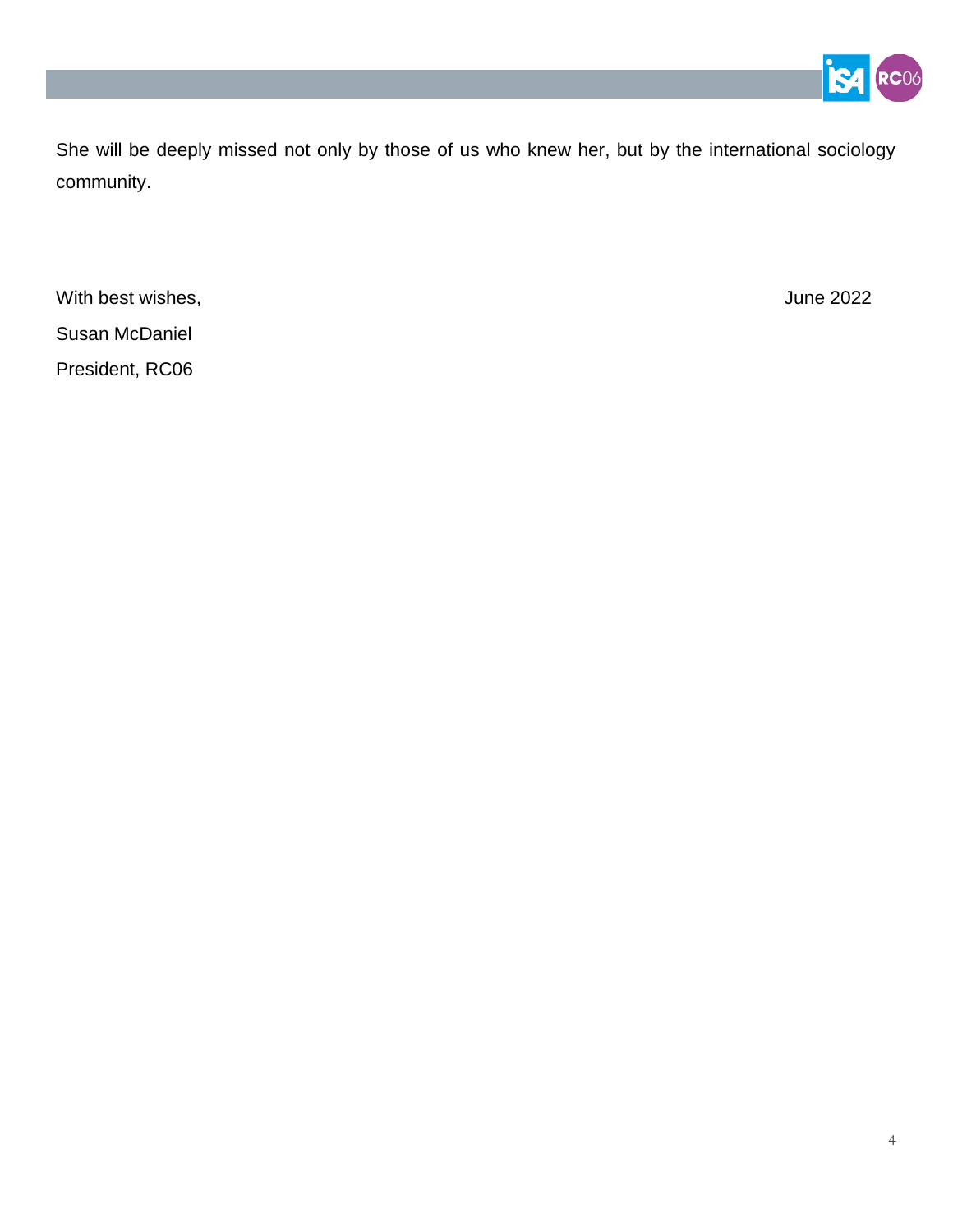She will be deeply missed not only by those of us who knew her, but by the international sociology community.

With best wishes,

June 2022

Susan McDaniel

President, RC06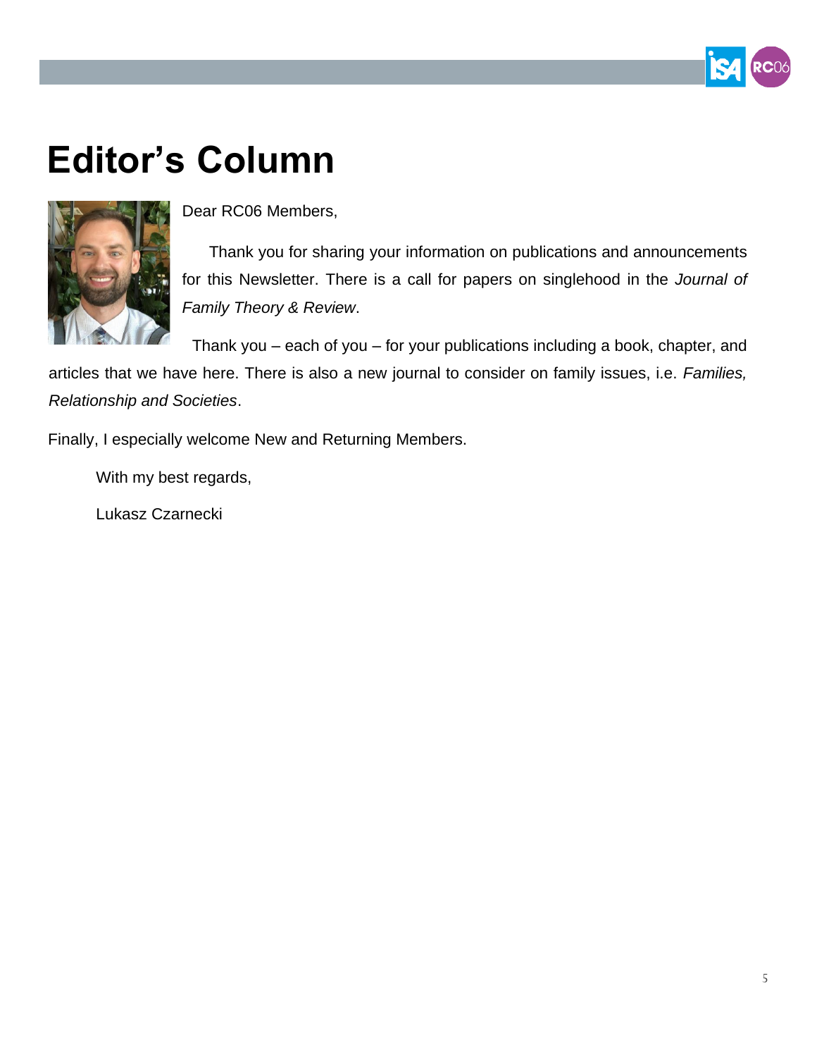# Editor's Column

Dear RC06 Members,

Thank you for sharing your information on publications and announcements for this Newsletter. There is a call for papers on singlehood in the *Journal of Family Theory & Review*.

Thank you – each of you – for your publications including a book, chapter, and articles that we have here. There is also a new journal to consider on family issues, i.e. *Families, Relationship and Societies*.

Finally, I especially welcome New and Returning Members.

With my best regards,

Lukasz Czarnecki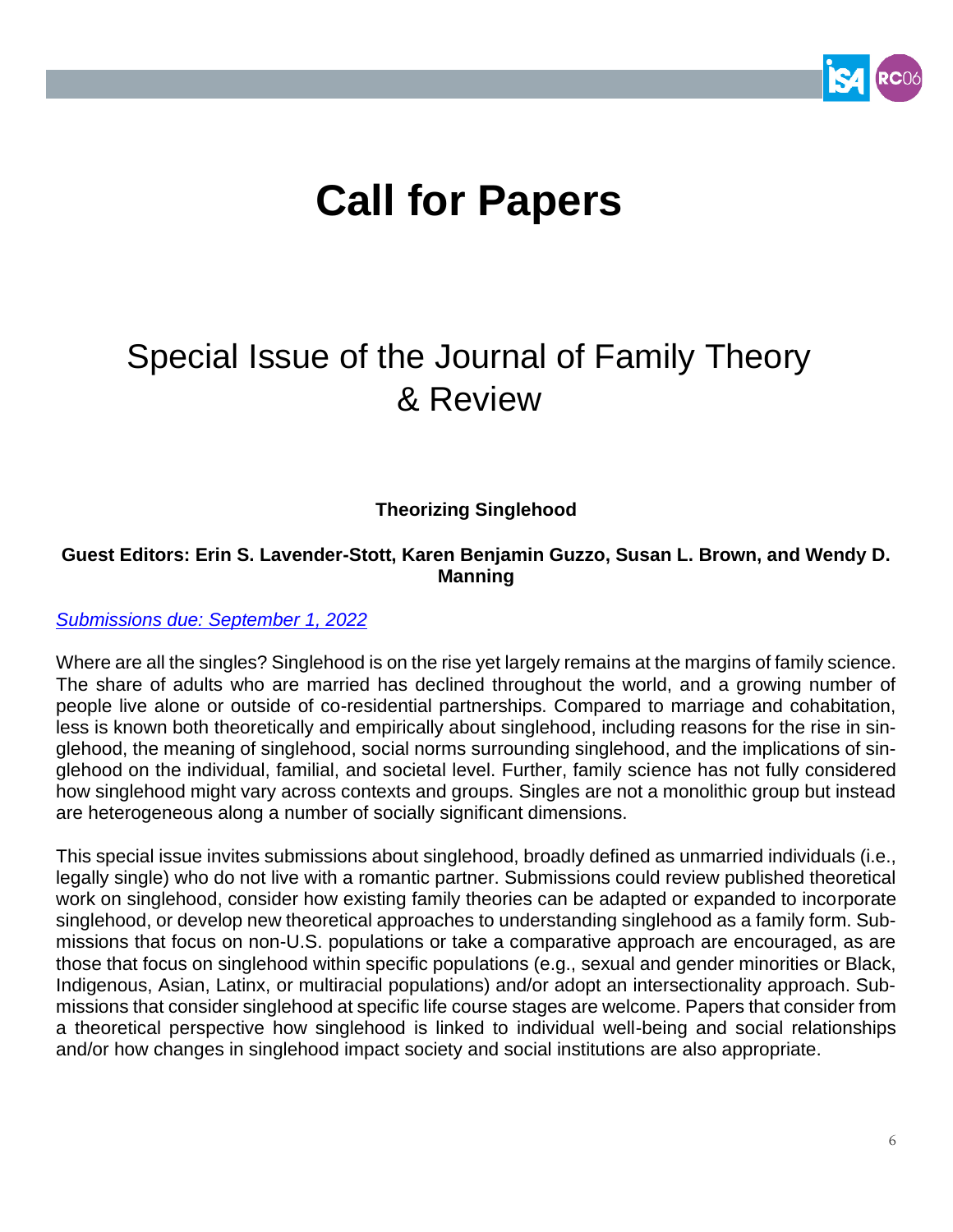# Call for Papers

## Special Issue of the Journal of Family Theory & Review

**Theorizing Singlehood**

**Guest Editors: Erin S. Lavender-Stott, Karen Benjamin Guzzo, Susan L. Brown, and Wendy D. Manning**

*Submissions due: September 1, 2022*

Where are all the singles? Singlehood is on the rise yet largely remains at the margins of family science. The share of adults who are married has declined throughout the world, and a growing number of people live alone or outside of co-residential partnerships. Compared to marriage and cohabitation, less is known both theoretically and empirically about singlehood, including reasons for the rise in singlehood, the meaning of singlehood, social norms surrounding singlehood, and the implications of singlehood on the individual, familial, and societal level. Further, family science has not fully considered how singlehood might vary across contexts and groups. Singles are not a monolithic group but instead are heterogeneous along a number of socially significant dimensions.

This special issue invites submissions about singlehood, broadly defined as unmarried individuals (i.e., legally single) who do not live with a romantic partner. Submissions could review published theoretical work on singlehood, consider how existing family theories can be adapted or expanded to incorporate singlehood, or develop new theoretical approaches to understanding singlehood as a family form. Submissions that focus on non-U.S. populations or take a comparative approach are encouraged, as are those that focus on singlehood within specific populations (e.g., sexual and gender minorities or Black, Indigenous, Asian, Latinx, or multiracial populations) and/or adopt an intersectionality approach. Submissions that consider singlehood at specific life course stages are welcome. Papers that consider from a theoretical perspective how singlehood is linked to individual well-being and social relationships and/or how changes in singlehood impact society and social institutions are also appropriate.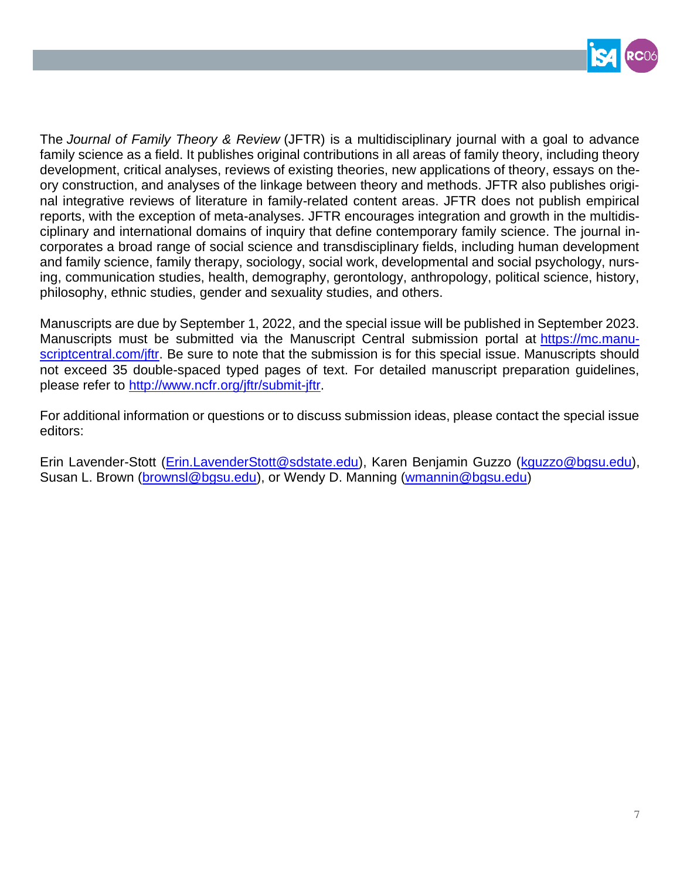The *Journal of Family Theory & Review* (JFTR) is a multidisciplinary journal with a goal to advance family science as a field. It publishes original contributions in all areas of family theory, including theory development, critical analyses, reviews of existing theories, new applications of theory, essays on theory construction, and analyses of the linkage between theory and methods. JFTR also publishes original integrative reviews of literature in family-related content areas. JFTR does not publish empirical reports, with the exception of meta-analyses. JFTR encourages integration and growth in the multidisciplinary and international domains of inquiry that define contemporary family science. The journal incorporates a broad range of social science and transdisciplinary fields, including human development and family science, family therapy, sociology, social work, developmental and social psychology, nursing, communication studies, health, demography, gerontology, anthropology, political science, history, philosophy, ethnic studies, gender and sexuality studies, and others.

Manuscripts are due by September 1, 2022, and the special issue will be published in September 2023. Manuscripts must be submitted via the Manuscript Central submission portal at [https://mc.manuscriptcentral.com/jftr](https://mc.manuscriptcentral.com/jftr). Be sure to note that the submission is for this special issue. Manuscripts should not exceed 35 double-spaced typed pages of text. For detailed manuscript preparation guidelines, please refer to [http://www.ncfr.org/jftr/submit-jftr](http://www.ncfr.org/jftr/submit-jftr).

For additional information or questions or to discuss submission ideas, please contact the special issue editors:

Erin Lavender-Stott ([Erin.LavenderStott@sdstate.edu](mailto:Erin.LavenderStott@sdstate.edu)), Karen Benjamin Guzzo ([kguzzo@bgsu.edu](mailto:kguzzo@bgsu.edu)), Susan L. Brown ([brownsl@bgsu.edu](mailto:brownsl@bgsu.edu)), or Wendy D. Manning ([wmannin@bgsu.edu](mailto:wmannin@bgsu.edu))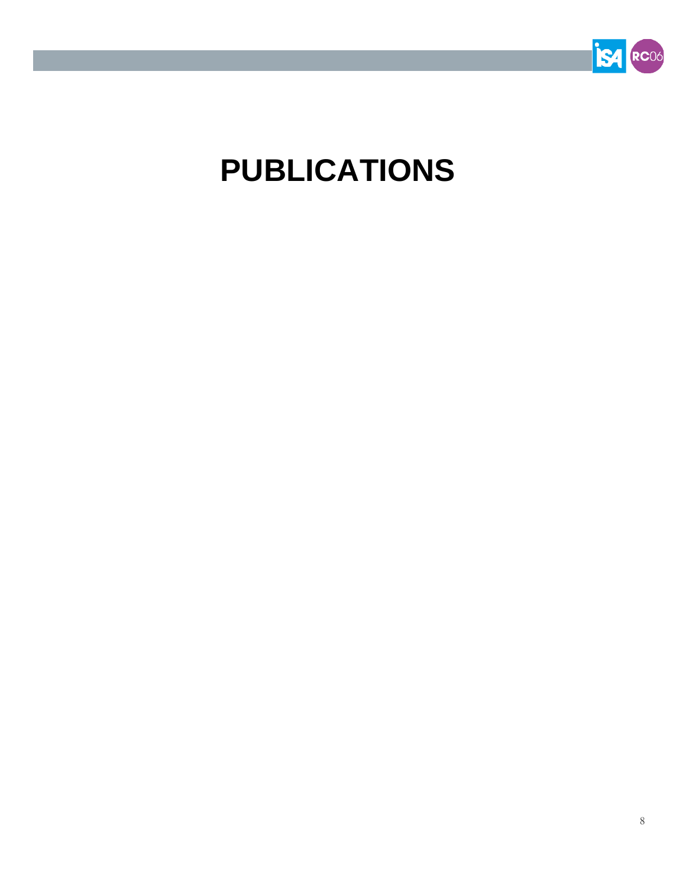# PUBLICATIONS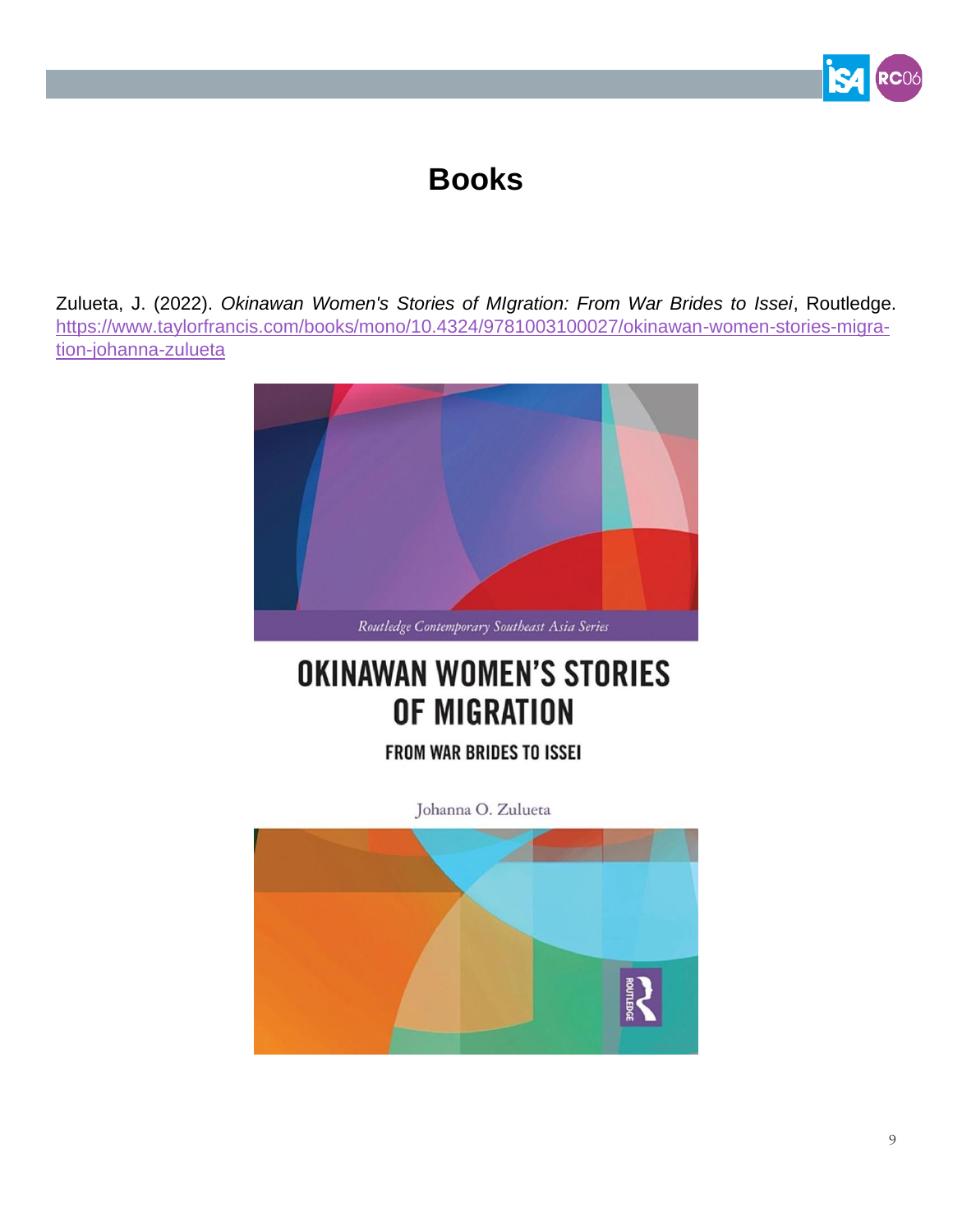# Books

Zulueta, J. (2022). *Okinawan Women's Stories of MIgration: From War Brides to Issei*, Routledge. https://www.taylorfrancis.com/books/mono/10.4324/9781003100027/okinawan-women-stories-migration-johanna-zulueta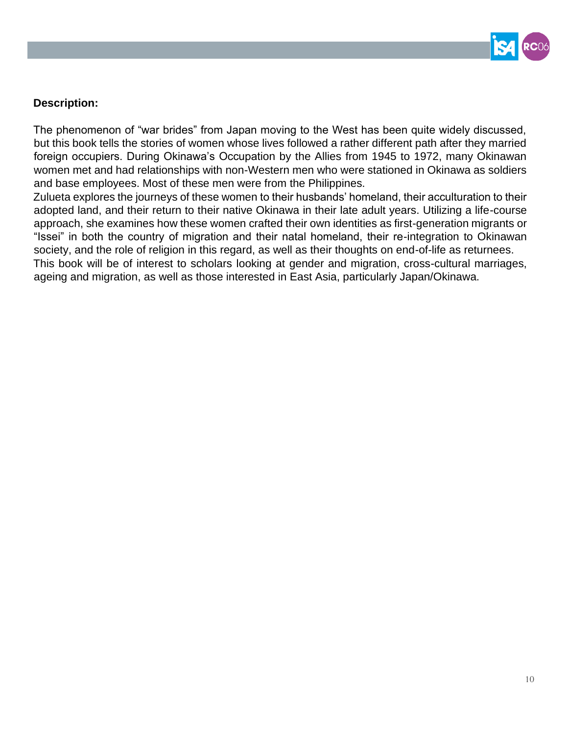**Description:**

The phenomenon of "war brides" from Japan moving to the West has been quite widely discussed, but this book tells the stories of women whose lives followed a rather different path after they married foreign occupiers. During Okinawa's Occupation by the Allies from 1945 to 1972, many Okinawan women met and had relationships with non-Western men who were stationed in Okinawa as soldiers and base employees. Most of these men were from the Philippines.

Zulueta explores the journeys of these women to their husbands' homeland, their acculturation to their adopted land, and their return to their native Okinawa in their late adult years. Utilizing a life-course approach, she examines how these women crafted their own identities as first-generation migrants or "Issei" in both the country of migration and their natal homeland, their re-integration to Okinawan society, and the role of religion in this regard, as well as their thoughts on end-of-life as returnees.

This book will be of interest to scholars looking at gender and migration, cross-cultural marriages, ageing and migration, as well as those interested in East Asia, particularly Japan/Okinawa.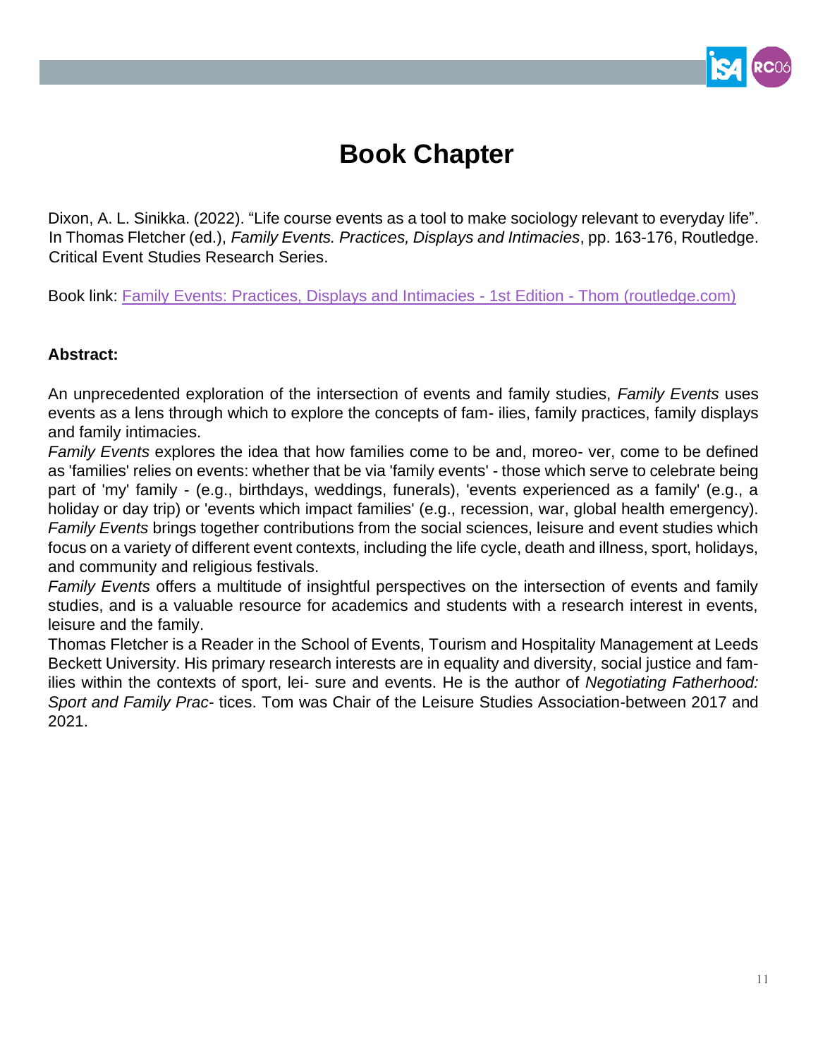# Book Chapter

Dixon, A. L. Sinikka. (2022). “Life course events as a tool to make sociology relevant to everyday life”. In Thomas Fletcher (ed.), *Family Events. Practices, Displays and Intimacies*, pp. 163-176, Routledge. Critical Event Studies Research Series.

Book link: [Family Events: Practices, Displays and Intimacies - 1st Edition - Thom (routledge.com)]

**Abstract:**

An unprecedented exploration of the intersection of events and family studies, *Family Events* uses events as a lens through which to explore the concepts of fam- ilies, family practices, family displays and family intimacies.

*Family Events* explores the idea that how families come to be and, moreo- ver, come to be defined as 'families' relies on events: whether that be via 'family events' - those which serve to celebrate being part of 'my' family - (e.g., birthdays, weddings, funerals), 'events experienced as a family' (e.g., a holiday or day trip) or 'events which impact families' (e.g., recession, war, global health emergency). *Family Events* brings together contributions from the social sciences, leisure and event studies which focus on a variety of different event contexts, including the life cycle, death and illness, sport, holidays, and community and religious festivals.

*Family Events* offers a multitude of insightful perspectives on the intersection of events and family studies, and is a valuable resource for academics and students with a research interest in events, leisure and the family.

Thomas Fletcher is a Reader in the School of Events, Tourism and Hospitality Management at Leeds Beckett University. His primary research interests are in equality and diversity, social justice and fam- ilies within the contexts of sport, lei- sure and events. He is the author of *Negotiating Fatherhood: Sport and Family Prac-* tices. Tom was Chair of the Leisure Studies Association-between 2017 and 2021.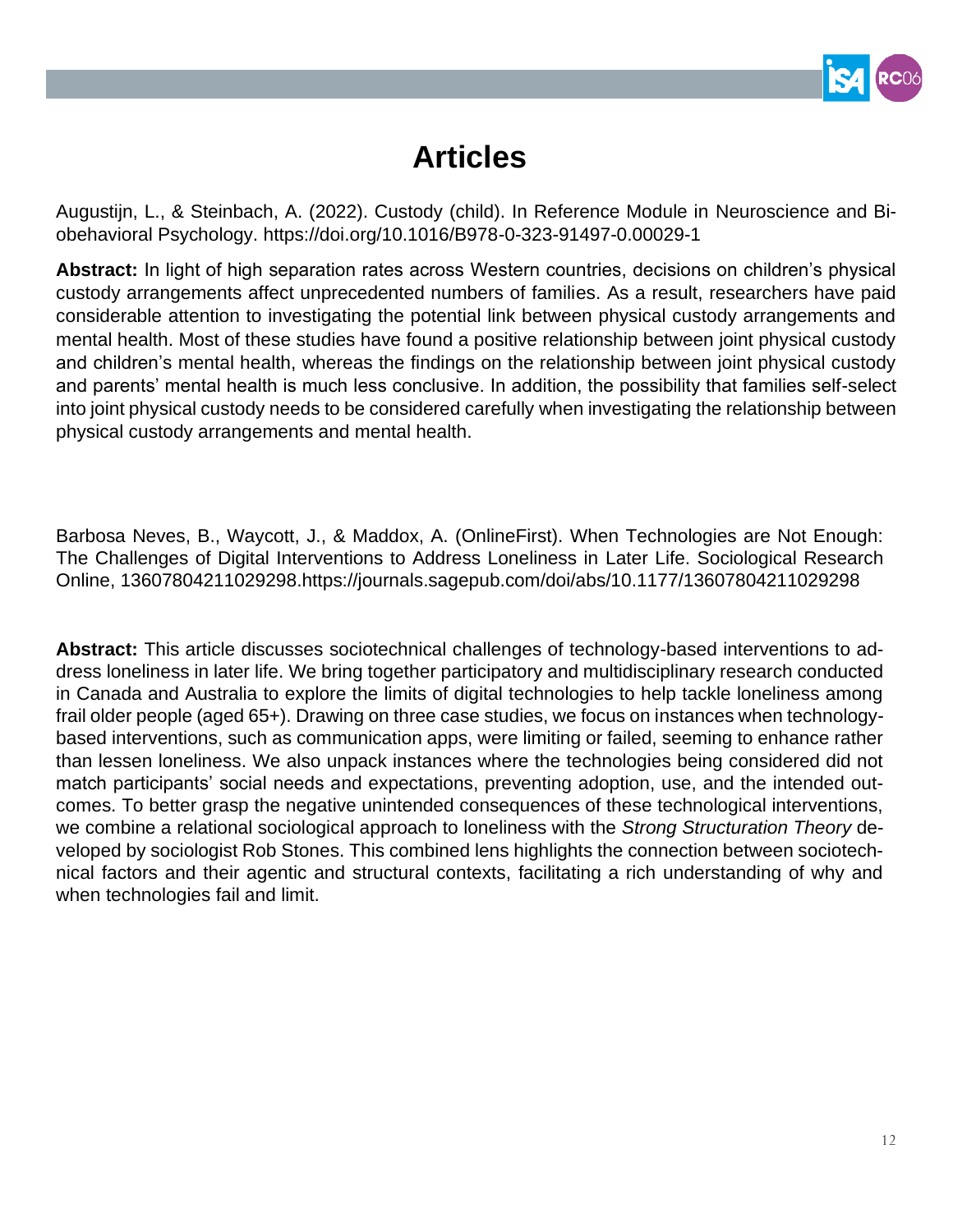# Articles

Augustijn, L., & Steinbach, A. (2022). Custody (child). In Reference Module in Neuroscience and Biobehavioral Psychology. https://doi.org/10.1016/B978-0-323-91497-0.00029-1

**Abstract:** In light of high separation rates across Western countries, decisions on children's physical custody arrangements affect unprecedented numbers of families. As a result, researchers have paid considerable attention to investigating the potential link between physical custody arrangements and mental health. Most of these studies have found a positive relationship between joint physical custody and children's mental health, whereas the findings on the relationship between joint physical custody and parents' mental health is much less conclusive. In addition, the possibility that families self-select into joint physical custody needs to be considered carefully when investigating the relationship between physical custody arrangements and mental health.

Barbosa Neves, B., Waycott, J., & Maddox, A. (OnlineFirst). When Technologies are Not Enough: The Challenges of Digital Interventions to Address Loneliness in Later Life. Sociological Research Online, 13607804211029298.https://journals.sagepub.com/doi/abs/10.1177/13607804211029298

**Abstract:** This article discusses sociotechnical challenges of technology-based interventions to address loneliness in later life. We bring together participatory and multidisciplinary research conducted in Canada and Australia to explore the limits of digital technologies to help tackle loneliness among frail older people (aged 65+). Drawing on three case studies, we focus on instances when technology-based interventions, such as communication apps, were limiting or failed, seeming to enhance rather than lessen loneliness. We also unpack instances where the technologies being considered did not match participants' social needs and expectations, preventing adoption, use, and the intended outcomes. To better grasp the negative unintended consequences of these technological interventions, we combine a relational sociological approach to loneliness with the *Strong Structuration Theory* developed by sociologist Rob Stones. This combined lens highlights the connection between sociotechnical factors and their agentic and structural contexts, facilitating a rich understanding of why and when technologies fail and limit.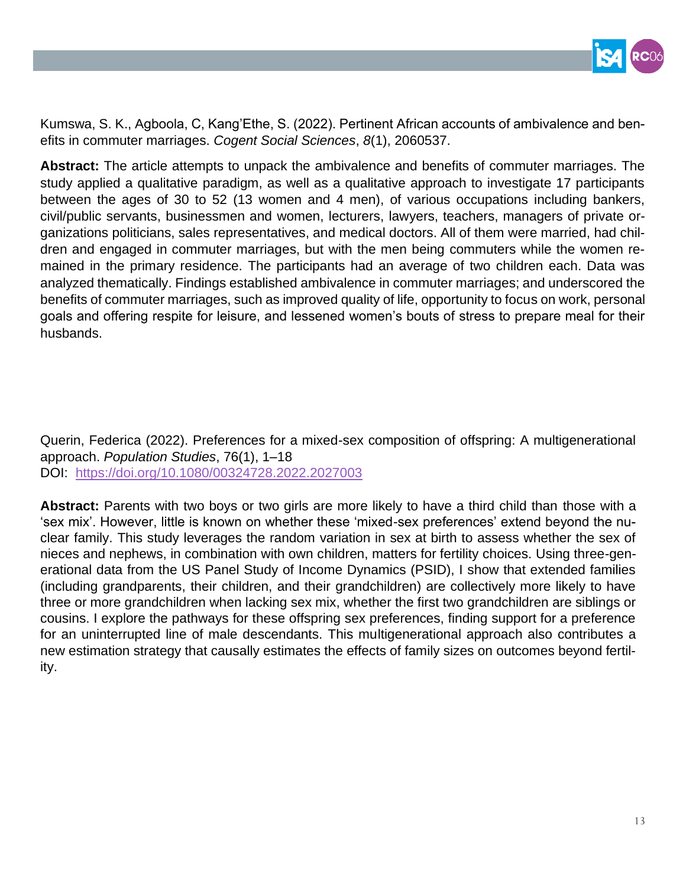Kumswa, S. K., Agboola, C, Kang'Ethe, S. (2022). Pertinent African accounts of ambivalence and benefits in commuter marriages. *Cogent Social Sciences*, *8*(1), 2060537.

**Abstract:** The article attempts to unpack the ambivalence and benefits of commuter marriages. The study applied a qualitative paradigm, as well as a qualitative approach to investigate 17 participants between the ages of 30 to 52 (13 women and 4 men), of various occupations including bankers, civil/public servants, businessmen and women, lecturers, lawyers, teachers, managers of private organizations politicians, sales representatives, and medical doctors. All of them were married, had children and engaged in commuter marriages, but with the men being commuters while the women remained in the primary residence. The participants had an average of two children each. Data was analyzed thematically. Findings established ambivalence in commuter marriages; and underscored the benefits of commuter marriages, such as improved quality of life, opportunity to focus on work, personal goals and offering respite for leisure, and lessened women's bouts of stress to prepare meal for their husbands.

Querin, Federica (2022). Preferences for a mixed-sex composition of offspring: A multigenerational approach. *Population Studies*, 76(1), 1–18
DOI: https://doi.org/10.1080/00324728.2022.2027003

**Abstract:** Parents with two boys or two girls are more likely to have a third child than those with a 'sex mix'. However, little is known on whether these 'mixed-sex preferences' extend beyond the nuclear family. This study leverages the random variation in sex at birth to assess whether the sex of nieces and nephews, in combination with own children, matters for fertility choices. Using three-generational data from the US Panel Study of Income Dynamics (PSID), I show that extended families (including grandparents, their children, and their grandchildren) are collectively more likely to have three or more grandchildren when lacking sex mix, whether the first two grandchildren are siblings or cousins. I explore the pathways for these offspring sex preferences, finding support for a preference for an uninterrupted line of male descendants. This multigenerational approach also contributes a new estimation strategy that causally estimates the effects of family sizes on outcomes beyond fertility.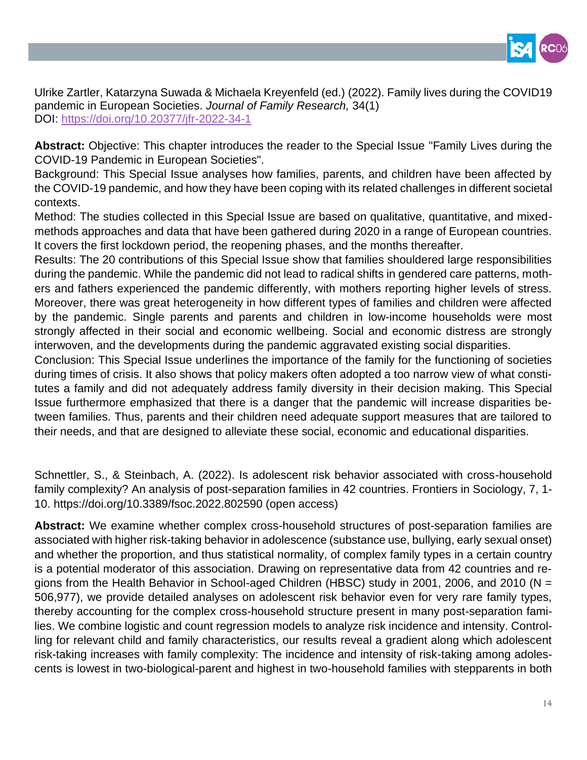Ulrike Zartler, Katarzyna Suwada & Michaela Kreyenfeld (ed.) (2022). Family lives during the COVID19 pandemic in European Societies. *Journal of Family Research,* 34(1)
DOI: [https://doi.org/10.20377/jfr-2022-34-1](https://doi.org/10.20377/jfr-2022-34-1)

**Abstract:** Objective: This chapter introduces the reader to the Special Issue "Family Lives during the COVID-19 Pandemic in European Societies".
Background: This Special Issue analyses how families, parents, and children have been affected by the COVID-19 pandemic, and how they have been coping with its related challenges in different societal contexts.
Method: The studies collected in this Special Issue are based on qualitative, quantitative, and mixed-methods approaches and data that have been gathered during 2020 in a range of European countries. It covers the first lockdown period, the reopening phases, and the months thereafter.
Results: The 20 contributions of this Special Issue show that families shouldered large responsibilities during the pandemic. While the pandemic did not lead to radical shifts in gendered care patterns, mothers and fathers experienced the pandemic differently, with mothers reporting higher levels of stress. Moreover, there was great heterogeneity in how different types of families and children were affected by the pandemic. Single parents and parents and children in low-income households were most strongly affected in their social and economic wellbeing. Social and economic distress are strongly interwoven, and the developments during the pandemic aggravated existing social disparities.
Conclusion: This Special Issue underlines the importance of the family for the functioning of societies during times of crisis. It also shows that policy makers often adopted a too narrow view of what constitutes a family and did not adequately address family diversity in their decision making. This Special Issue furthermore emphasized that there is a danger that the pandemic will increase disparities between families. Thus, parents and their children need adequate support measures that are tailored to their needs, and that are designed to alleviate these social, economic and educational disparities.

Schnettler, S., & Steinbach, A. (2022). Is adolescent risk behavior associated with cross-household family complexity? An analysis of post-separation families in 42 countries. Frontiers in Sociology, 7, 1-10. https://doi.org/10.3389/fsoc.2022.802590 (open access)

**Abstract:** We examine whether complex cross-household structures of post-separation families are associated with higher risk-taking behavior in adolescence (substance use, bullying, early sexual onset) and whether the proportion, and thus statistical normality, of complex family types in a certain country is a potential moderator of this association. Drawing on representative data from 42 countries and regions from the Health Behavior in School-aged Children (HBSC) study in 2001, 2006, and 2010 (N = 506,977), we provide detailed analyses on adolescent risk behavior even for very rare family types, thereby accounting for the complex cross-household structure present in many post-separation families. We combine logistic and count regression models to analyze risk incidence and intensity. Controlling for relevant child and family characteristics, our results reveal a gradient along which adolescent risk-taking increases with family complexity: The incidence and intensity of risk-taking among adolescents is lowest in two-biological-parent and highest in two-household families with stepparents in both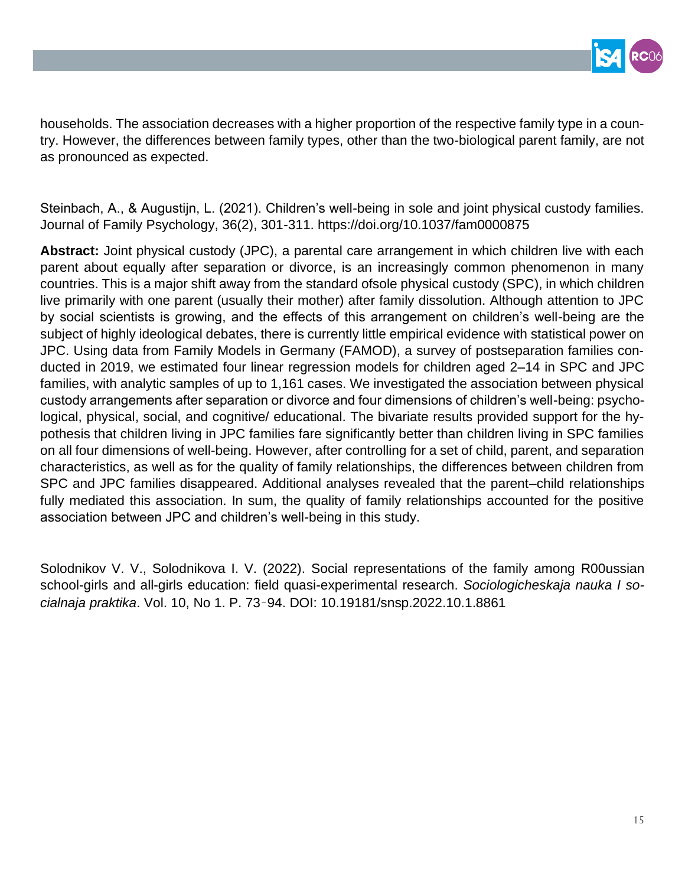households. The association decreases with a higher proportion of the respective family type in a country. However, the differences between family types, other than the two-biological parent family, are not as pronounced as expected.

Steinbach, A., & Augustijn, L. (2021). Children's well-being in sole and joint physical custody families. Journal of Family Psychology, 36(2), 301-311. https://doi.org/10.1037/fam0000875

**Abstract:** Joint physical custody (JPC), a parental care arrangement in which children live with each parent about equally after separation or divorce, is an increasingly common phenomenon in many countries. This is a major shift away from the standard ofsole physical custody (SPC), in which children live primarily with one parent (usually their mother) after family dissolution. Although attention to JPC by social scientists is growing, and the effects of this arrangement on children's well-being are the subject of highly ideological debates, there is currently little empirical evidence with statistical power on JPC. Using data from Family Models in Germany (FAMOD), a survey of postseparation families conducted in 2019, we estimated four linear regression models for children aged 2–14 in SPC and JPC families, with analytic samples of up to 1,161 cases. We investigated the association between physical custody arrangements after separation or divorce and four dimensions of children's well-being: psychological, physical, social, and cognitive/ educational. The bivariate results provided support for the hypothesis that children living in JPC families fare significantly better than children living in SPC families on all four dimensions of well-being. However, after controlling for a set of child, parent, and separation characteristics, as well as for the quality of family relationships, the differences between children from SPC and JPC families disappeared. Additional analyses revealed that the parent–child relationships fully mediated this association. In sum, the quality of family relationships accounted for the positive association between JPC and children's well-being in this study.

Solodnikov V. V., Solodnikova I. V. (2022). Social representations of the family among R00ussian school-girls and all-girls education: field quasi-experimental research. *Sociologicheskaja nauka I socialnaja praktika*. Vol. 10, No 1. P. 73‑94. DOI: 10.19181/snsp.2022.10.1.8861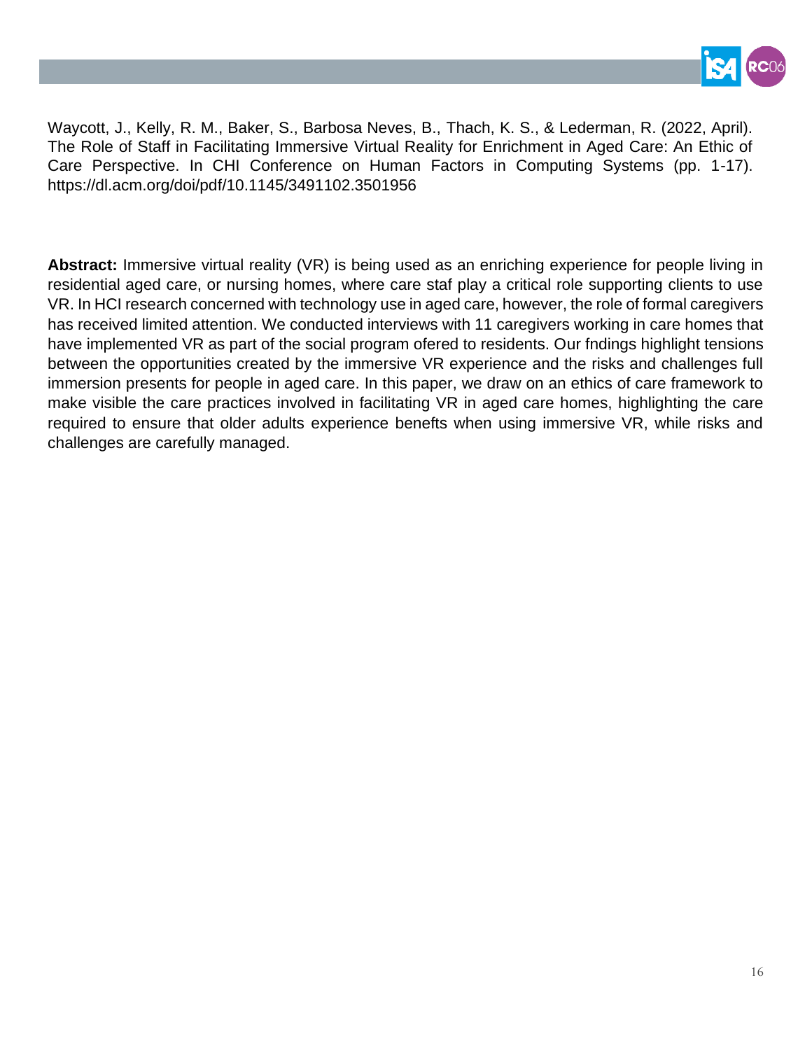Waycott, J., Kelly, R. M., Baker, S., Barbosa Neves, B., Thach, K. S., & Lederman, R. (2022, April). The Role of Staff in Facilitating Immersive Virtual Reality for Enrichment in Aged Care: An Ethic of Care Perspective. In CHI Conference on Human Factors in Computing Systems (pp. 1-17). https://dl.acm.org/doi/pdf/10.1145/3491102.3501956

**Abstract:** Immersive virtual reality (VR) is being used as an enriching experience for people living in residential aged care, or nursing homes, where care staf play a critical role supporting clients to use VR. In HCI research concerned with technology use in aged care, however, the role of formal caregivers has received limited attention. We conducted interviews with 11 caregivers working in care homes that have implemented VR as part of the social program ofered to residents. Our fndings highlight tensions between the opportunities created by the immersive VR experience and the risks and challenges full immersion presents for people in aged care. In this paper, we draw on an ethics of care framework to make visible the care practices involved in facilitating VR in aged care homes, highlighting the care required to ensure that older adults experience benefits when using immersive VR, while risks and challenges are carefully managed.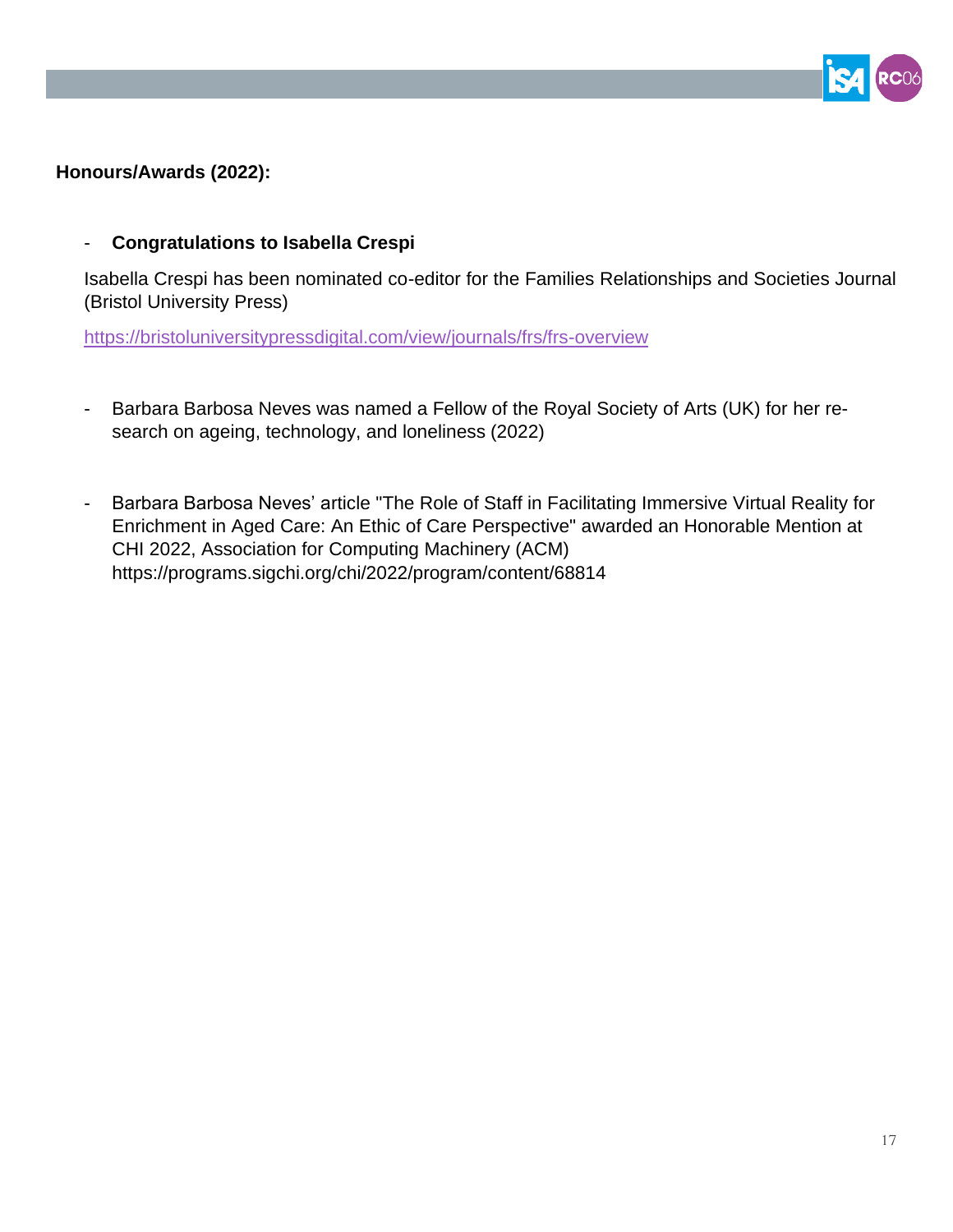**Honours/Awards (2022):**

- **Congratulations to Isabella Crespi**

  Isabella Crespi has been nominated co-editor for the Families Relationships and Societies Journal (Bristol University Press)

  https://bristoluniversitypressdigital.com/view/journals/frs/frs-overview

- Barbara Barbosa Neves was named a Fellow of the Royal Society of Arts (UK) for her re-search on ageing, technology, and loneliness (2022)

- Barbara Barbosa Neves' article "The Role of Staff in Facilitating Immersive Virtual Reality for Enrichment in Aged Care: An Ethic of Care Perspective" awarded an Honorable Mention at CHI 2022, Association for Computing Machinery (ACM) https://programs.sigchi.org/chi/2022/program/content/68814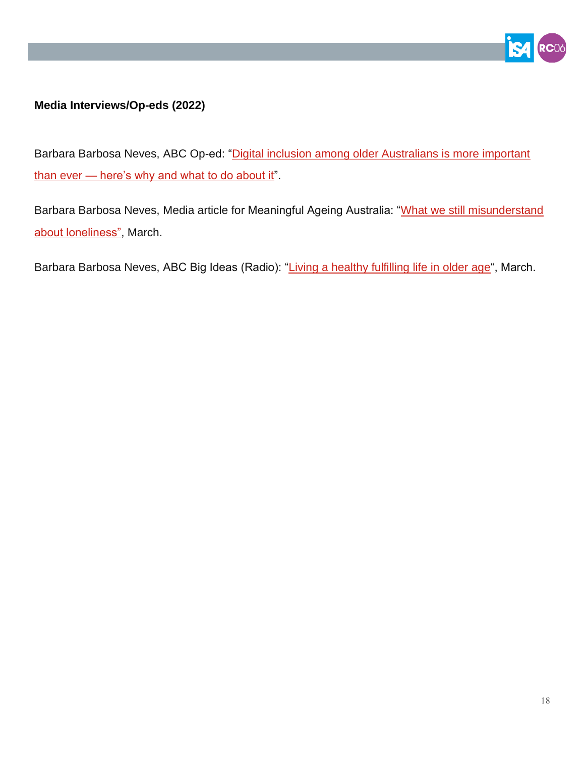**Media Interviews/Op-eds (2022)**

Barbara Barbosa Neves, ABC Op-ed: "Digital inclusion among older Australians is more important than ever — here's why and what to do about it".

Barbara Barbosa Neves, Media article for Meaningful Ageing Australia: "What we still misunderstand about loneliness", March.

Barbara Barbosa Neves, ABC Big Ideas (Radio): "Living a healthy fulfilling life in older age", March.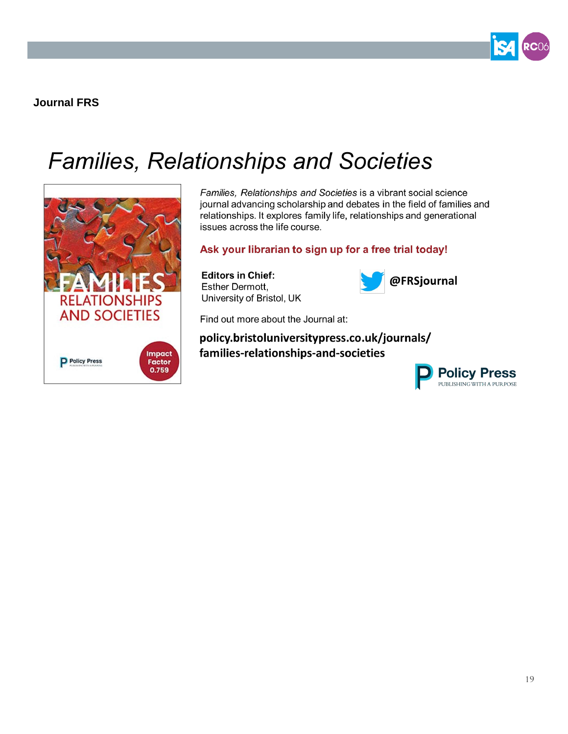**Journal FRS**

# *Families, Relationships and Societies*

*Families, Relationships and Societies* is a vibrant social science journal advancing scholarship and debates in the field of families and relationships. It explores family life, relationships and generational issues across the life course.

**Ask your librarian to sign up for a free trial today!**

**Editors in Chief:**
Esther Dermott,
University of Bristol, UK

**@FRSjournal**

Find out more about the Journal at:

**policy.bristoluniversitypress.co.uk/journals/families-relationships-and-societies**

Policy Press
PUBLISHING WITH A PURPOSE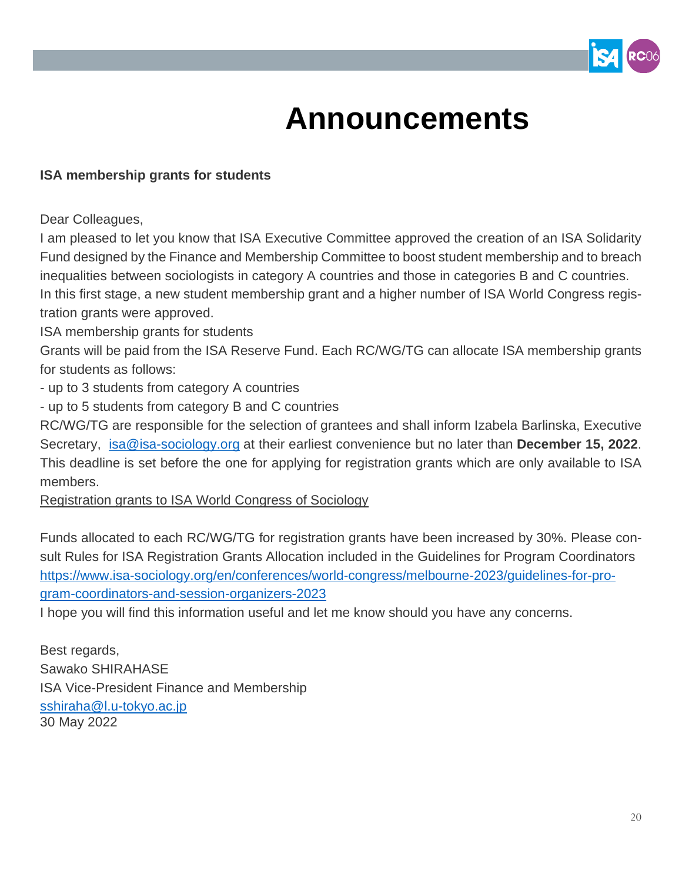# Announcements

**ISA membership grants for students**

Dear Colleagues,

I am pleased to let you know that ISA Executive Committee approved the creation of an ISA Solidarity Fund designed by the Finance and Membership Committee to boost student membership and to breach inequalities between sociologists in category A countries and those in categories B and C countries.

In this first stage, a new student membership grant and a higher number of ISA World Congress registration grants were approved.

ISA membership grants for students

Grants will be paid from the ISA Reserve Fund. Each RC/WG/TG can allocate ISA membership grants for students as follows:

- up to 3 students from category A countries
- up to 5 students from category B and C countries

RC/WG/TG are responsible for the selection of grantees and shall inform Izabela Barlinska, Executive Secretary, isa@isa-sociology.org at their earliest convenience but no later than **December 15, 2022**. This deadline is set before the one for applying for registration grants which are only available to ISA members.

Registration grants to ISA World Congress of Sociology

Funds allocated to each RC/WG/TG for registration grants have been increased by 30%. Please consult Rules for ISA Registration Grants Allocation included in the Guidelines for Program Coordinators https://www.isa-sociology.org/en/conferences/world-congress/melbourne-2023/guidelines-for-program-coordinators-and-session-organizers-2023

I hope you will find this information useful and let me know should you have any concerns.

Best regards,
Sawako SHIRAHASE
ISA Vice-President Finance and Membership
sshiraha@l.u-tokyo.ac.jp
30 May 2022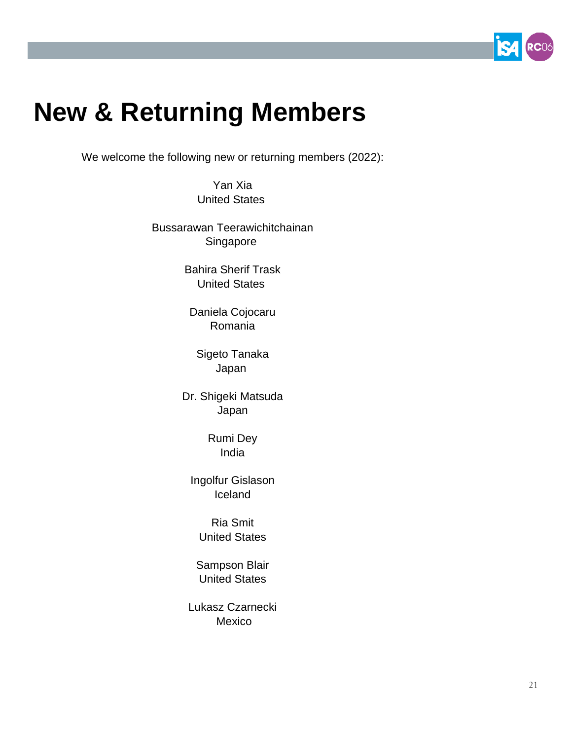# New & Returning Members

We welcome the following new or returning members (2022):

Yan Xia
United States

Bussarawan Teerawichitchainan
Singapore

Bahira Sherif Trask
United States

Daniela Cojocaru
Romania

Sigeto Tanaka
Japan

Dr. Shigeki Matsuda
Japan

Rumi Dey
India

Ingolfur Gislason
Iceland

Ria Smit
United States

Sampson Blair
United States

Lukasz Czarnecki
Mexico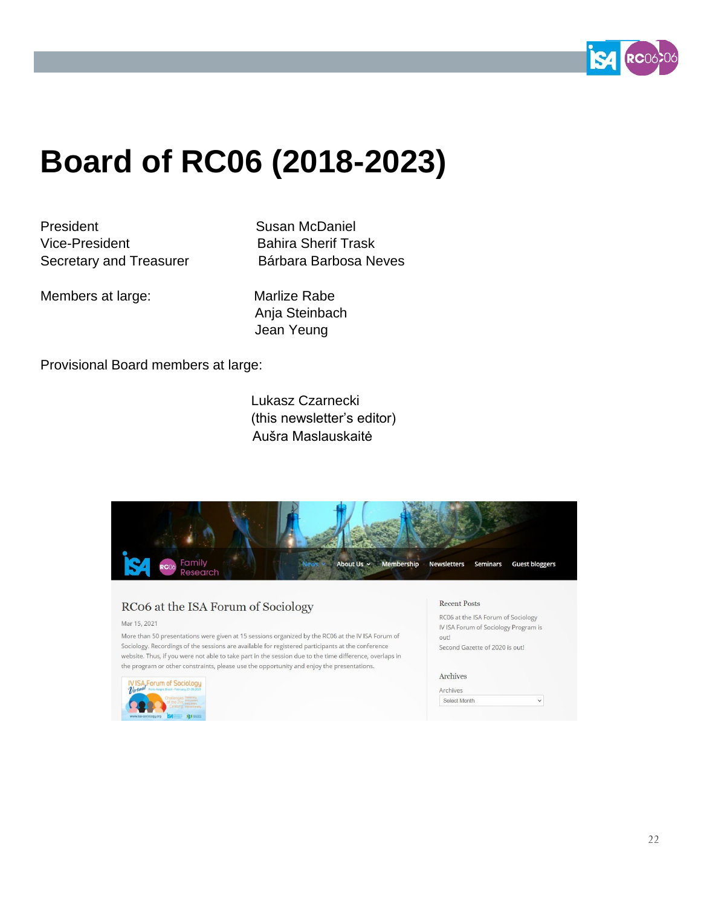# Board of RC06 (2018-2023)

| | |
|---|---|
| President | Susan McDaniel |
| Vice-President | Bahira Sherif Trask |
| Secretary and Treasurer | Bárbara Barbosa Neves |
| Members at large: | Marlize Rabe<br>Anja Steinbach<br>Jean Yeung |

Provisional Board members at large:

Lukasz Czarnecki
(this newsletter's editor)
Aušra Maslauskaitė

News · About Us · Membership · Newsletters · Seminars · Guest bloggers

Family Research

## RC06 at the ISA Forum of Sociology

Mar 15, 2021

More than 50 presentations were given at 15 sessions organized by the RC06 at the IV ISA Forum of Sociology. Recordings of the sessions are available for registered participants at the conference website. Thus, if you were not able to take part in the session due to the time difference, overlaps in the program or other constraints, please use the opportunity and enjoy the presentations.

IV ISA Forum of Sociology

Virtual

Recent Posts

RC06 at the ISA Forum of Sociology

IV ISA Forum of Sociology Program is out!

Second Gazette of 2020 is out!

Archives

Archives

Select Month